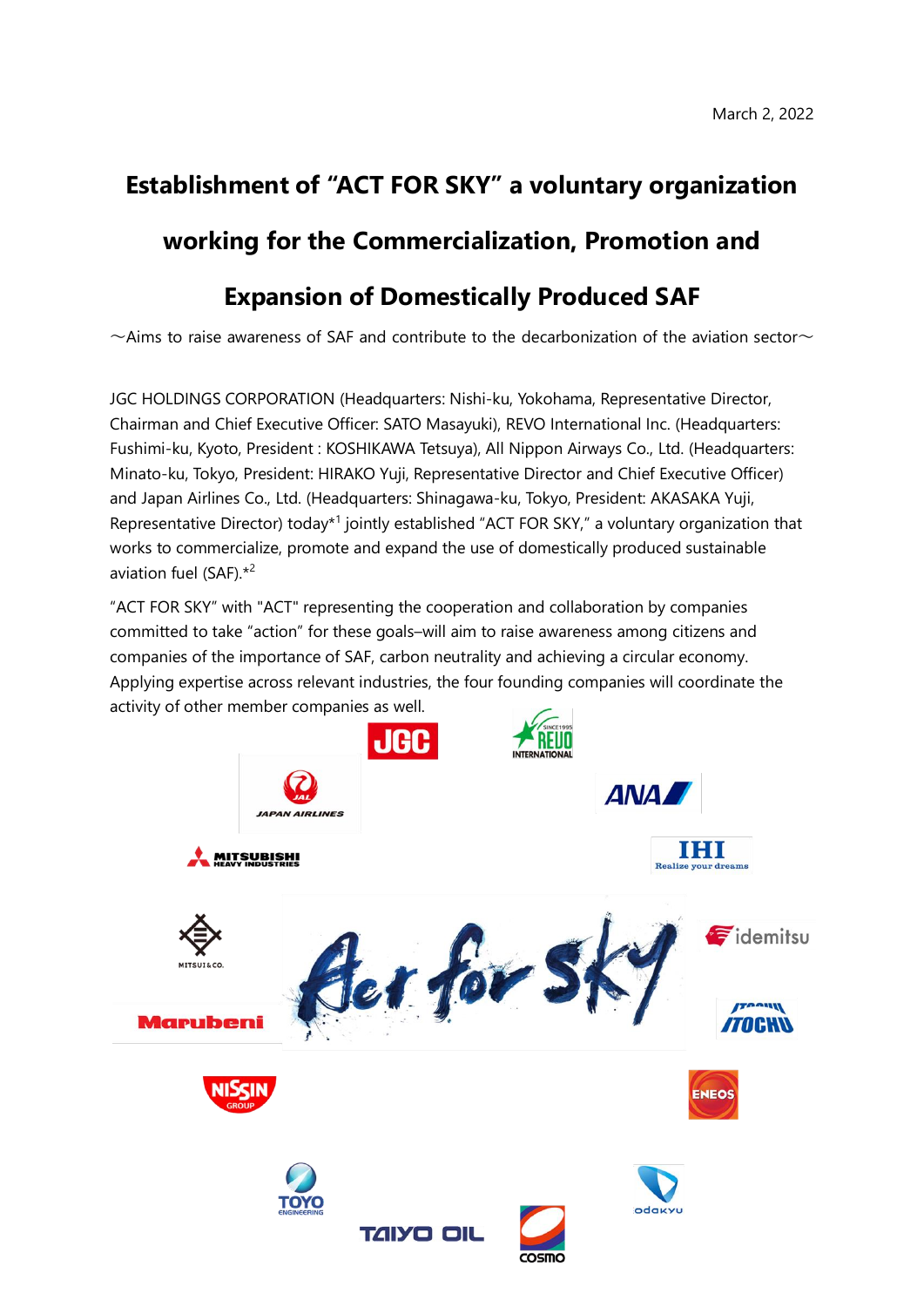March 2, 2022

# Establishment of "ACT FOR SKY" a voluntary organization working for the Commercialization, Promotion and Expansion of Domestically Produced SAF

～Aims to raise awareness of SAF and contribute to the decarbonization of the aviation sector～

JGC HOLDINGS CORPORATION (Headquarters: Nishi-ku, Yokohama, Representative Director, Chairman and Chief Executive Officer: SATO Masayuki), REVO International Inc. (Headquarters: Fushimi-ku, Kyoto, President : KOSHIKAWA Tetsuya), All Nippon Airways Co., Ltd. (Headquarters: Minato-ku, Tokyo, President: HIRAKO Yuji, Representative Director and Chief Executive Officer) and Japan Airlines Co., Ltd. (Headquarters: Shinagawa-ku, Tokyo, President: AKASAKA Yuji, Representative Director) today*[1] jointly established "ACT FOR SKY," a voluntary organization that works to commercialize, promote and expand the use of domestically produced sustainable aviation fuel (SAF).*[2]

"ACT FOR SKY" with "ACT" representing the cooperation and collaboration by companies committed to take "action" for these goals–will aim to raise awareness among citizens and companies of the importance of SAF, carbon neutrality and achieving a circular economy. Applying expertise across relevant industries, the four founding companies will coordinate the activity of other member companies as well.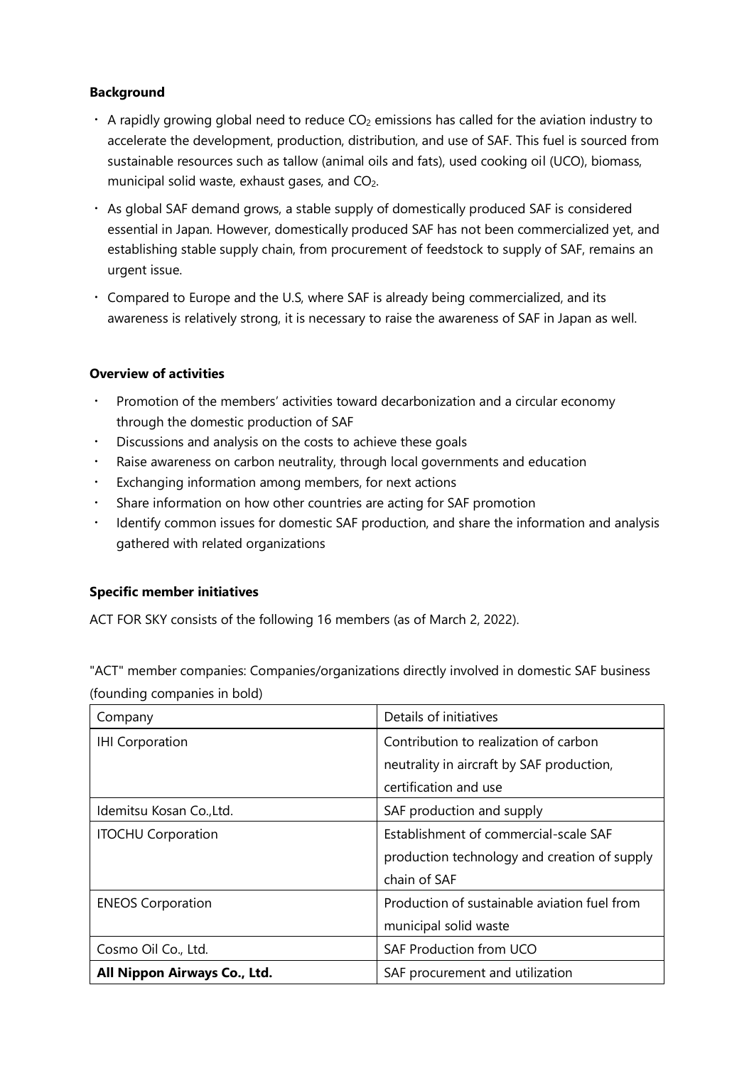**Background**

- A rapidly growing global need to reduce $CO_2$ emissions has called for the aviation industry to accelerate the development, production, distribution, and use of SAF. This fuel is sourced from sustainable resources such as tallow (animal oils and fats), used cooking oil (UCO), biomass, municipal solid waste, exhaust gases, and $CO_2$.
- As global SAF demand grows, a stable supply of domestically produced SAF is considered essential in Japan. However, domestically produced SAF has not been commercialized yet, and establishing stable supply chain, from procurement of feedstock to supply of SAF, remains an urgent issue.
- Compared to Europe and the U.S, where SAF is already being commercialized, and its awareness is relatively strong, it is necessary to raise the awareness of SAF in Japan as well.

**Overview of activities**

- Promotion of the members' activities toward decarbonization and a circular economy through the domestic production of SAF
- Discussions and analysis on the costs to achieve these goals
- Raise awareness on carbon neutrality, through local governments and education
- Exchanging information among members, for next actions
- Share information on how other countries are acting for SAF promotion
- Identify common issues for domestic SAF production, and share the information and analysis gathered with related organizations

**Specific member initiatives**

ACT FOR SKY consists of the following 16 members (as of March 2, 2022).

"ACT" member companies: Companies/organizations directly involved in domestic SAF business (founding companies in bold)

| Company | Details of initiatives |
|---|---|
| IHI Corporation | Contribution to realization of carbon neutrality in aircraft by SAF production, certification and use |
| Idemitsu Kosan Co.,Ltd. | SAF production and supply |
| ITOCHU Corporation | Establishment of commercial-scale SAF production technology and creation of supply chain of SAF |
| ENEOS Corporation | Production of sustainable aviation fuel from municipal solid waste |
| Cosmo Oil Co., Ltd. | SAF Production from UCO |
| **All Nippon Airways Co., Ltd.** | SAF procurement and utilization |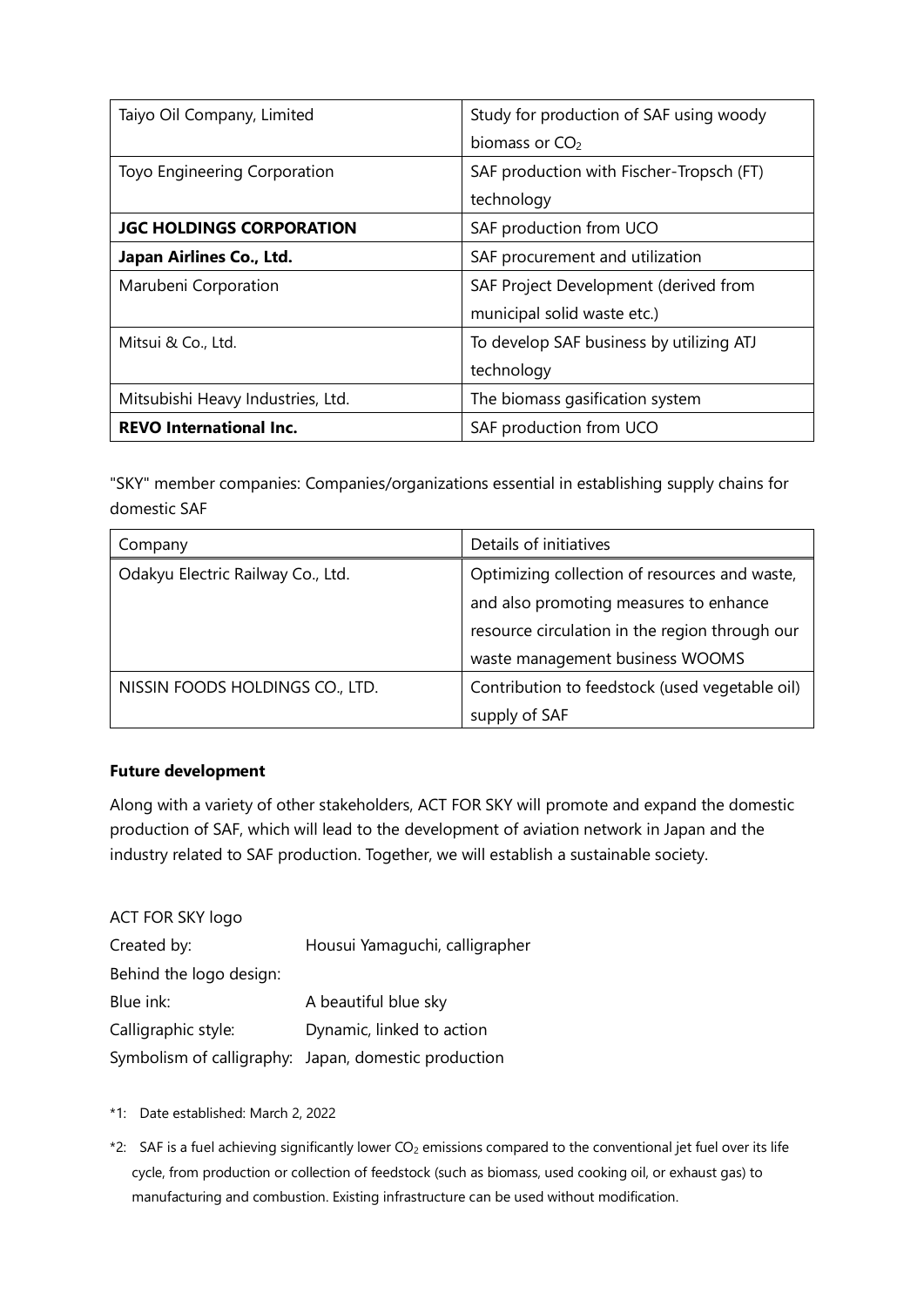| | |
|---|---|
| Taiyo Oil Company, Limited | Study for production of SAF using woody biomass or $CO_2$ |
| Toyo Engineering Corporation | SAF production with Fischer-Tropsch (FT) technology |
| **JGC HOLDINGS CORPORATION** | SAF production from UCO |
| **Japan Airlines Co., Ltd.** | SAF procurement and utilization |
| Marubeni Corporation | SAF Project Development (derived from municipal solid waste etc.) |
| Mitsui & Co., Ltd. | To develop SAF business by utilizing ATJ technology |
| Mitsubishi Heavy Industries, Ltd. | The biomass gasification system |
| **REVO International Inc.** | SAF production from UCO |

"SKY" member companies: Companies/organizations essential in establishing supply chains for domestic SAF

| Company | Details of initiatives |
|---|---|
| Odakyu Electric Railway Co., Ltd. | Optimizing collection of resources and waste, and also promoting measures to enhance resource circulation in the region through our waste management business WOOMS |
| NISSIN FOODS HOLDINGS CO., LTD. | Contribution to feedstock (used vegetable oil) supply of SAF |

**Future development**

Along with a variety of other stakeholders, ACT FOR SKY will promote and expand the domestic production of SAF, which will lead to the development of aviation network in Japan and the industry related to SAF production. Together, we will establish a sustainable society.

ACT FOR SKY logo

Created by: Housui Yamaguchi, calligrapher

Behind the logo design:

Blue ink: A beautiful blue sky

Calligraphic style: Dynamic, linked to action

Symbolism of calligraphy: Japan, domestic production

*1: Date established: March 2, 2022

*2: SAF is a fuel achieving significantly lower $CO_2$ emissions compared to the conventional jet fuel over its life cycle, from production or collection of feedstock (such as biomass, used cooking oil, or exhaust gas) to manufacturing and combustion. Existing infrastructure can be used without modification.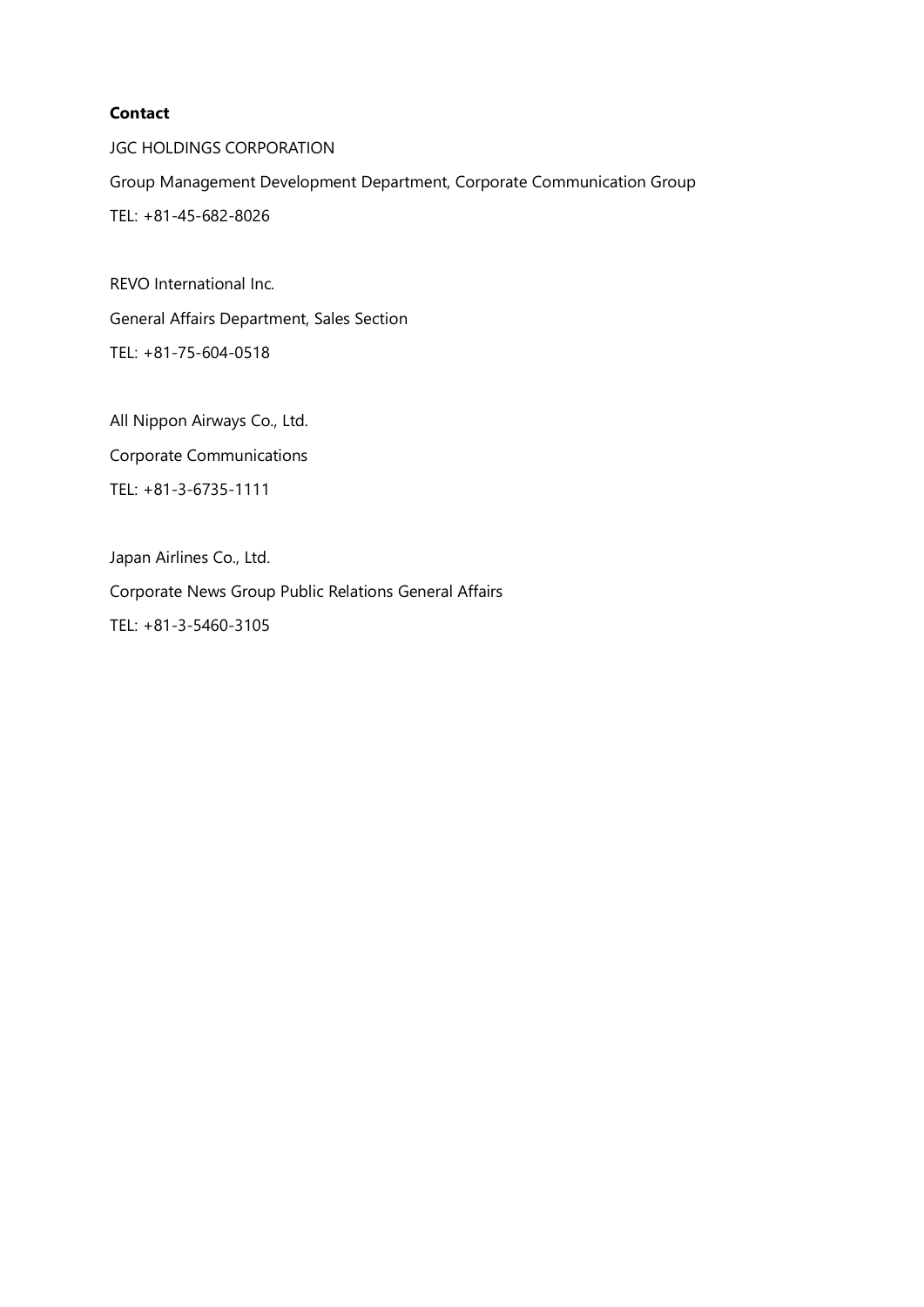**Contact**

JGC HOLDINGS CORPORATION

Group Management Development Department, Corporate Communication Group

TEL: +81-45-682-8026

REVO International Inc.

General Affairs Department, Sales Section

TEL: +81-75-604-0518

All Nippon Airways Co., Ltd.

Corporate Communications

TEL: +81-3-6735-1111

Japan Airlines Co., Ltd.

Corporate News Group Public Relations General Affairs

TEL: +81-3-5460-3105